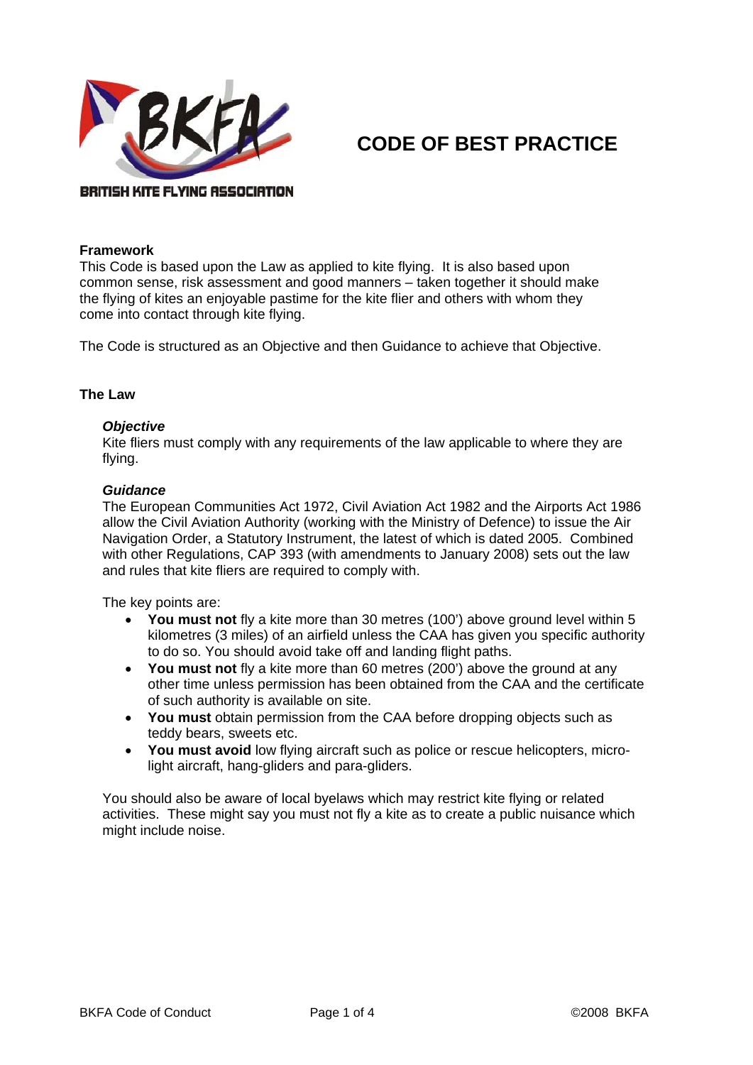BRITISH KITE FLYING ASSOCIATION

# CODE OF BEST PRACTICE

**Framework**

This Code is based upon the Law as applied to kite flying. It is also based upon common sense, risk assessment and good manners – taken together it should make the flying of kites an enjoyable pastime for the kite flier and others with whom they come into contact through kite flying.

The Code is structured as an Objective and then Guidance to achieve that Objective.

## The Law

***Objective***

Kite fliers must comply with any requirements of the law applicable to where they are flying.

***Guidance***

The European Communities Act 1972, Civil Aviation Act 1982 and the Airports Act 1986 allow the Civil Aviation Authority (working with the Ministry of Defence) to issue the Air Navigation Order, a Statutory Instrument, the latest of which is dated 2005. Combined with other Regulations, CAP 393 (with amendments to January 2008) sets out the law and rules that kite fliers are required to comply with.

The key points are:

- **You must not** fly a kite more than 30 metres (100') above ground level within 5 kilometres (3 miles) of an airfield unless the CAA has given you specific authority to do so. You should avoid take off and landing flight paths.
- **You must not** fly a kite more than 60 metres (200') above the ground at any other time unless permission has been obtained from the CAA and the certificate of such authority is available on site.
- **You must** obtain permission from the CAA before dropping objects such as teddy bears, sweets etc.
- **You must avoid** low flying aircraft such as police or rescue helicopters, micro-light aircraft, hang-gliders and para-gliders.

You should also be aware of local byelaws which may restrict kite flying or related activities. These might say you must not fly a kite as to create a public nuisance which might include noise.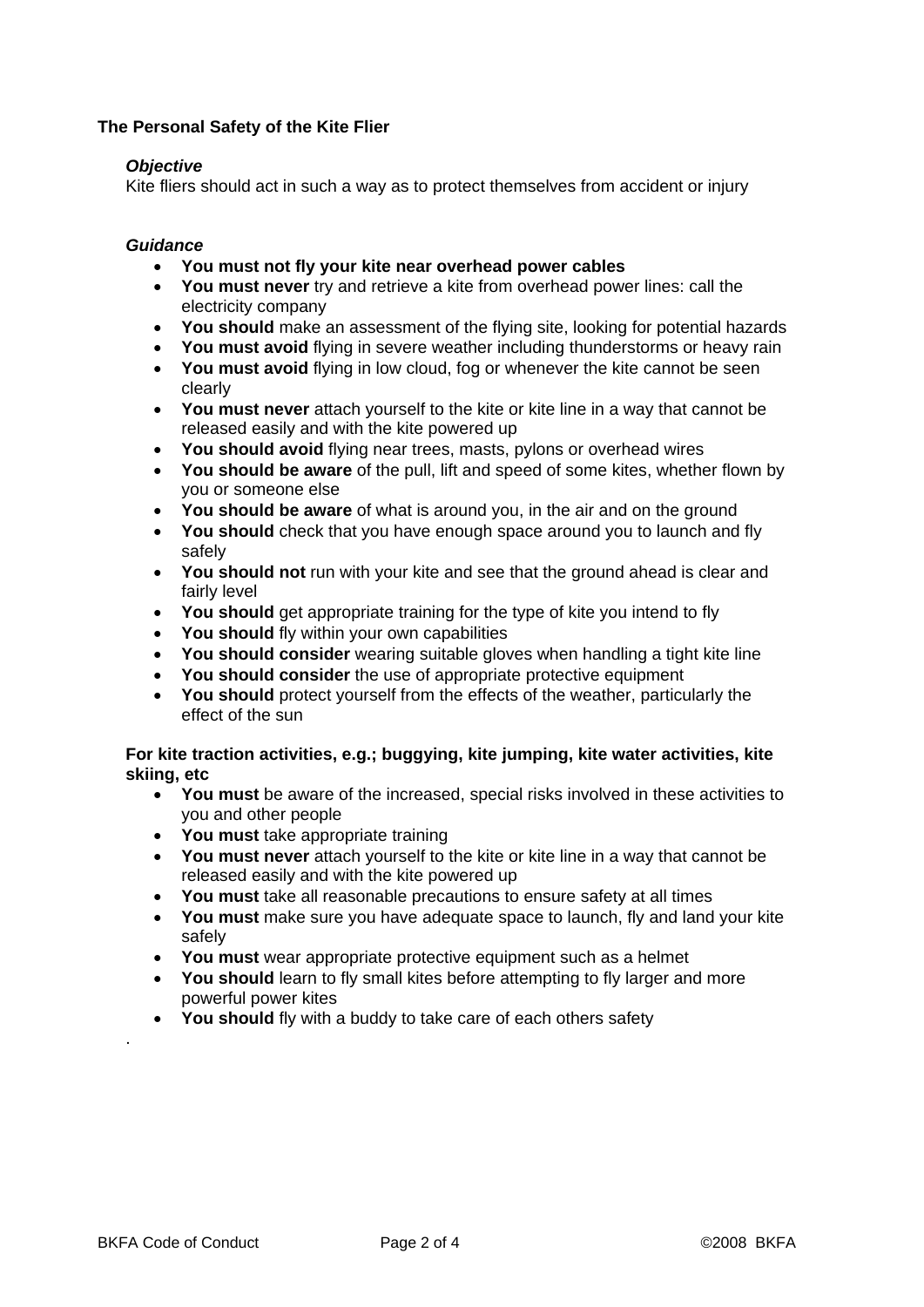**The Personal Safety of the Kite Flier**

***Objective***

Kite fliers should act in such a way as to protect themselves from accident or injury

***Guidance***

- **You must not fly your kite near overhead power cables**
- **You must never** try and retrieve a kite from overhead power lines: call the electricity company
- **You should** make an assessment of the flying site, looking for potential hazards
- **You must avoid** flying in severe weather including thunderstorms or heavy rain
- **You must avoid** flying in low cloud, fog or whenever the kite cannot be seen clearly
- **You must never** attach yourself to the kite or kite line in a way that cannot be released easily and with the kite powered up
- **You should avoid** flying near trees, masts, pylons or overhead wires
- **You should be aware** of the pull, lift and speed of some kites, whether flown by you or someone else
- **You should be aware** of what is around you, in the air and on the ground
- **You should** check that you have enough space around you to launch and fly safely
- **You should not** run with your kite and see that the ground ahead is clear and fairly level
- **You should** get appropriate training for the type of kite you intend to fly
- **You should** fly within your own capabilities
- **You should consider** wearing suitable gloves when handling a tight kite line
- **You should consider** the use of appropriate protective equipment
- **You should** protect yourself from the effects of the weather, particularly the effect of the sun

**For kite traction activities, e.g.; buggying, kite jumping, kite water activities, kite skiing, etc**

- **You must** be aware of the increased, special risks involved in these activities to you and other people
- **You must** take appropriate training
- **You must never** attach yourself to the kite or kite line in a way that cannot be released easily and with the kite powered up
- **You must** take all reasonable precautions to ensure safety at all times
- **You must** make sure you have adequate space to launch, fly and land your kite safely
- **You must** wear appropriate protective equipment such as a helmet
- **You should** learn to fly small kites before attempting to fly larger and more powerful power kites
- **You should** fly with a buddy to take care of each others safety

.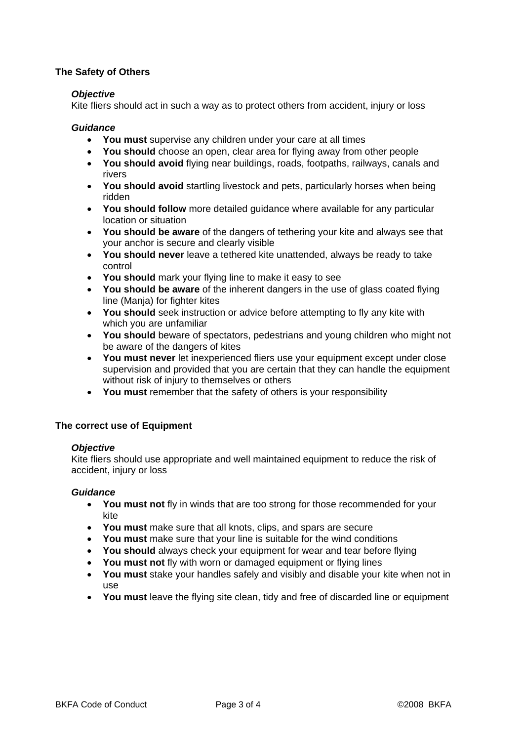## The Safety of Others

### *Objective*

Kite fliers should act in such a way as to protect others from accident, injury or loss

### *Guidance*

- **You must** supervise any children under your care at all times
- **You should** choose an open, clear area for flying away from other people
- **You should avoid** flying near buildings, roads, footpaths, railways, canals and rivers
- **You should avoid** startling livestock and pets, particularly horses when being ridden
- **You should follow** more detailed guidance where available for any particular location or situation
- **You should be aware** of the dangers of tethering your kite and always see that your anchor is secure and clearly visible
- **You should never** leave a tethered kite unattended, always be ready to take control
- **You should** mark your flying line to make it easy to see
- **You should be aware** of the inherent dangers in the use of glass coated flying line (Manja) for fighter kites
- **You should** seek instruction or advice before attempting to fly any kite with which you are unfamiliar
- **You should** beware of spectators, pedestrians and young children who might not be aware of the dangers of kites
- **You must never** let inexperienced fliers use your equipment except under close supervision and provided that you are certain that they can handle the equipment without risk of injury to themselves or others
- **You must** remember that the safety of others is your responsibility

## The correct use of Equipment

### *Objective*

Kite fliers should use appropriate and well maintained equipment to reduce the risk of accident, injury or loss

### *Guidance*

- **You must not** fly in winds that are too strong for those recommended for your kite
- **You must** make sure that all knots, clips, and spars are secure
- **You must** make sure that your line is suitable for the wind conditions
- **You should** always check your equipment for wear and tear before flying
- **You must not** fly with worn or damaged equipment or flying lines
- **You must** stake your handles safely and visibly and disable your kite when not in use
- **You must** leave the flying site clean, tidy and free of discarded line or equipment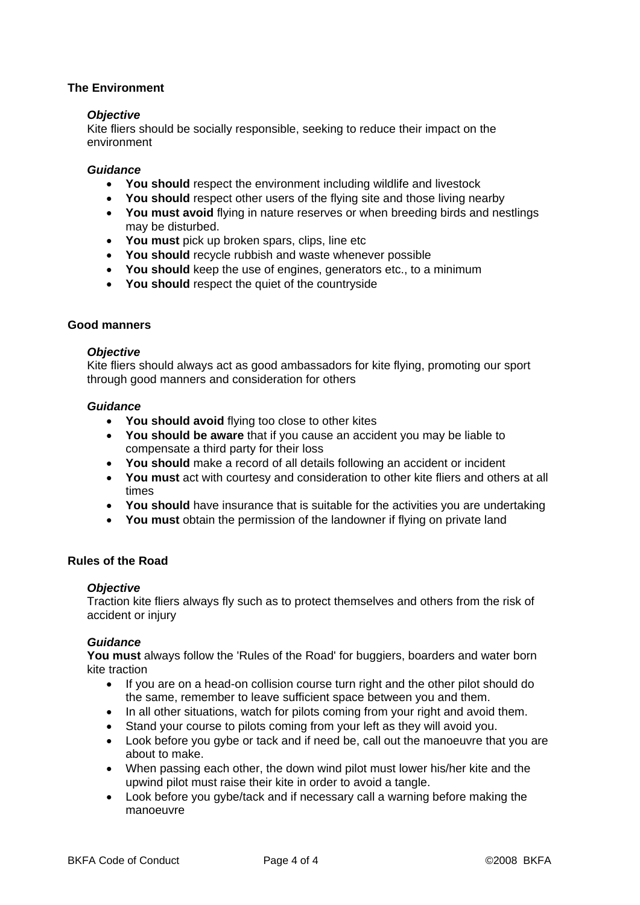## The Environment

### *Objective*

Kite fliers should be socially responsible, seeking to reduce their impact on the environment

### *Guidance*

- **You should** respect the environment including wildlife and livestock
- **You should** respect other users of the flying site and those living nearby
- **You must avoid** flying in nature reserves or when breeding birds and nestlings may be disturbed.
- **You must** pick up broken spars, clips, line etc
- **You should** recycle rubbish and waste whenever possible
- **You should** keep the use of engines, generators etc., to a minimum
- **You should** respect the quiet of the countryside

## Good manners

### *Objective*

Kite fliers should always act as good ambassadors for kite flying, promoting our sport through good manners and consideration for others

### *Guidance*

- **You should avoid** flying too close to other kites
- **You should be aware** that if you cause an accident you may be liable to compensate a third party for their loss
- **You should** make a record of all details following an accident or incident
- **You must** act with courtesy and consideration to other kite fliers and others at all times
- **You should** have insurance that is suitable for the activities you are undertaking
- **You must** obtain the permission of the landowner if flying on private land

## Rules of the Road

### *Objective*

Traction kite fliers always fly such as to protect themselves and others from the risk of accident or injury

### *Guidance*

**You must** always follow the 'Rules of the Road' for buggiers, boarders and water born kite traction

- If you are on a head-on collision course turn right and the other pilot should do the same, remember to leave sufficient space between you and them.
- In all other situations, watch for pilots coming from your right and avoid them.
- Stand your course to pilots coming from your left as they will avoid you.
- Look before you gybe or tack and if need be, call out the manoeuvre that you are about to make.
- When passing each other, the down wind pilot must lower his/her kite and the upwind pilot must raise their kite in order to avoid a tangle.
- Look before you gybe/tack and if necessary call a warning before making the manoeuvre